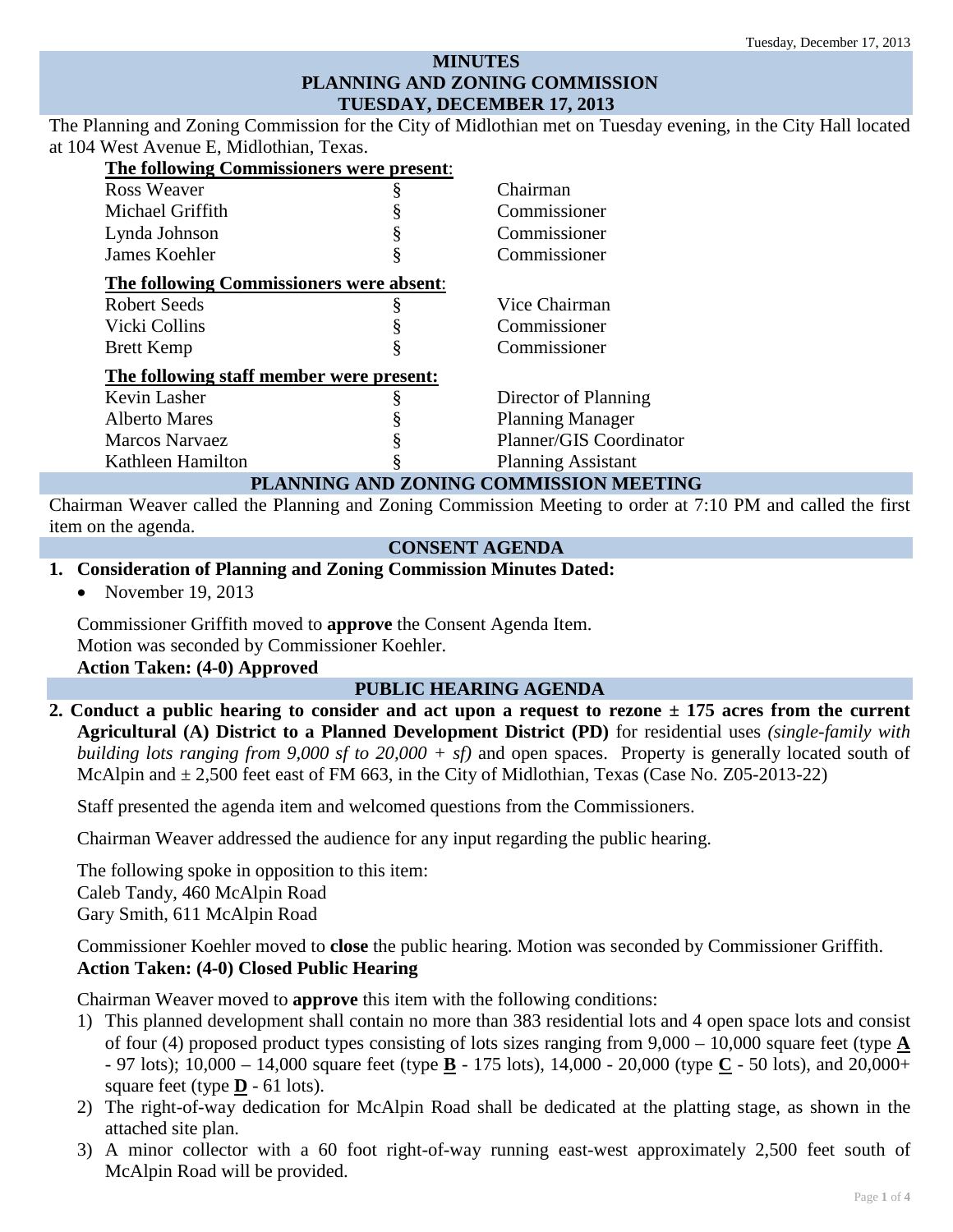# MINUTES
# PLANNING AND ZONING COMMISSION
# TUESDAY, DECEMBER 17, 2013

The Planning and Zoning Commission for the City of Midlothian met on Tuesday evening, in the City Hall located at 104 West Avenue E, Midlothian, Texas.

**The following Commissioners were present:**

| | | |
|---|---|---|
| Ross Weaver | § | Chairman |
| Michael Griffith | § | Commissioner |
| Lynda Johnson | § | Commissioner |
| James Koehler | § | Commissioner |

**The following Commissioners were absent:**

| | | |
|---|---|---|
| Robert Seeds | § | Vice Chairman |
| Vicki Collins | § | Commissioner |
| Brett Kemp | § | Commissioner |

**The following staff member were present:**

| | | |
|---|---|---|
| Kevin Lasher | § | Director of Planning |
| Alberto Mares | § | Planning Manager |
| Marcos Narvaez | § | Planner/GIS Coordinator |
| Kathleen Hamilton | § | Planning Assistant |

## PLANNING AND ZONING COMMISSION MEETING

Chairman Weaver called the Planning and Zoning Commission Meeting to order at 7:10 PM and called the first item on the agenda.

## CONSENT AGENDA

**1. Consideration of Planning and Zoning Commission Minutes Dated:**

- November 19, 2013

Commissioner Griffith moved to **approve** the Consent Agenda Item.
Motion was seconded by Commissioner Koehler.
**Action Taken: (4-0) Approved**

## PUBLIC HEARING AGENDA

**2. Conduct a public hearing to consider and act upon a request to rezone ± 175 acres from the current Agricultural (A) District to a Planned Development District (PD)** for residential uses *(single-family with building lots ranging from 9,000 sf to 20,000 + sf)* and open spaces. Property is generally located south of McAlpin and ± 2,500 feet east of FM 663, in the City of Midlothian, Texas (Case No. Z05-2013-22)

Staff presented the agenda item and welcomed questions from the Commissioners.

Chairman Weaver addressed the audience for any input regarding the public hearing.

The following spoke in opposition to this item:
Caleb Tandy, 460 McAlpin Road
Gary Smith, 611 McAlpin Road

Commissioner Koehler moved to **close** the public hearing. Motion was seconded by Commissioner Griffith.
**Action Taken: (4-0) Closed Public Hearing**

Chairman Weaver moved to **approve** this item with the following conditions:

1) This planned development shall contain no more than 383 residential lots and 4 open space lots and consist of four (4) proposed product types consisting of lots sizes ranging from 9,000 – 10,000 square feet (type **A** - 97 lots); 10,000 – 14,000 square feet (type **B** - 175 lots), 14,000 - 20,000 (type **C** - 50 lots), and 20,000+ square feet (type **D** - 61 lots).
2) The right-of-way dedication for McAlpin Road shall be dedicated at the platting stage, as shown in the attached site plan.
3) A minor collector with a 60 foot right-of-way running east-west approximately 2,500 feet south of McAlpin Road will be provided.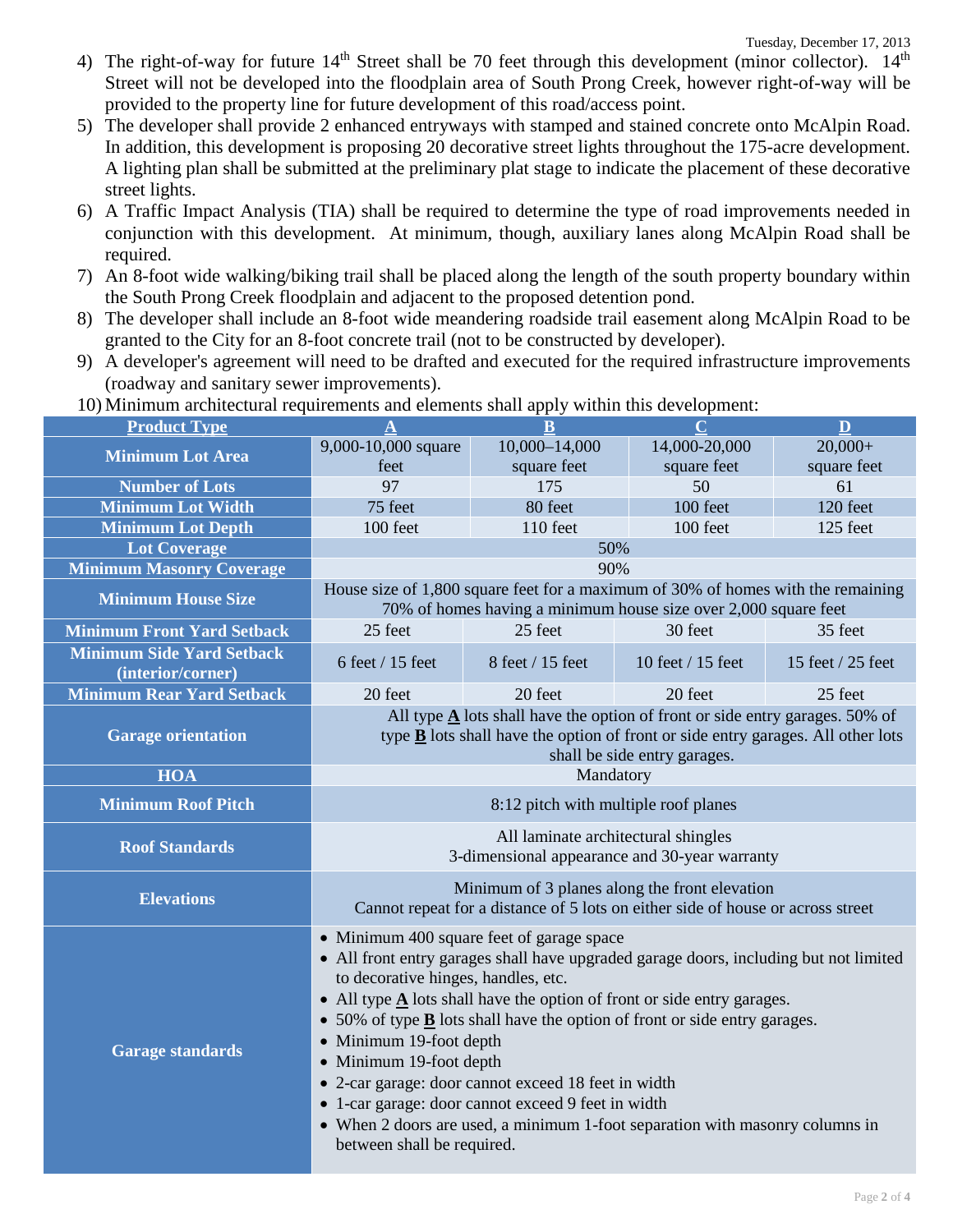4) The right-of-way for future 14th Street shall be 70 feet through this development (minor collector). 14th Street will not be developed into the floodplain area of South Prong Creek, however right-of-way will be provided to the property line for future development of this road/access point.
5) The developer shall provide 2 enhanced entryways with stamped and stained concrete onto McAlpin Road. In addition, this development is proposing 20 decorative street lights throughout the 175-acre development. A lighting plan shall be submitted at the preliminary plat stage to indicate the placement of these decorative street lights.
6) A Traffic Impact Analysis (TIA) shall be required to determine the type of road improvements needed in conjunction with this development. At minimum, though, auxiliary lanes along McAlpin Road shall be required.
7) An 8-foot wide walking/biking trail shall be placed along the length of the south property boundary within the South Prong Creek floodplain and adjacent to the proposed detention pond.
8) The developer shall include an 8-foot wide meandering roadside trail easement along McAlpin Road to be granted to the City for an 8-foot concrete trail (not to be constructed by developer).
9) A developer's agreement will need to be drafted and executed for the required infrastructure improvements (roadway and sanitary sewer improvements).
10) Minimum architectural requirements and elements shall apply within this development:

| Product Type | A | B | C | D |
|---|---|---|---|---|
| Minimum Lot Area | 9,000-10,000 square feet | 10,000–14,000 square feet | 14,000-20,000 square feet | 20,000+ square feet |
| Number of Lots | 97 | 175 | 50 | 61 |
| Minimum Lot Width | 75 feet | 80 feet | 100 feet | 120 feet |
| Minimum Lot Depth | 100 feet | 110 feet | 100 feet | 125 feet |
| Lot Coverage | 50% | | | |
| Minimum Masonry Coverage | 90% | | | |
| Minimum House Size | House size of 1,800 square feet for a maximum of 30% of homes with the remaining 70% of homes having a minimum house size over 2,000 square feet | | | |
| Minimum Front Yard Setback | 25 feet | 25 feet | 30 feet | 35 feet |
| Minimum Side Yard Setback (interior/corner) | 6 feet / 15 feet | 8 feet / 15 feet | 10 feet / 15 feet | 15 feet / 25 feet |
| Minimum Rear Yard Setback | 20 feet | 20 feet | 20 feet | 25 feet |
| Garage orientation | All type **A** lots shall have the option of front or side entry garages. 50% of type **B** lots shall have the option of front or side entry garages. All other lots shall be side entry garages. | | | |
| HOA | Mandatory | | | |
| Minimum Roof Pitch | 8:12 pitch with multiple roof planes | | | |
| Roof Standards | All laminate architectural shingles<br>3-dimensional appearance and 30-year warranty | | | |
| Elevations | Minimum of 3 planes along the front elevation<br>Cannot repeat for a distance of 5 lots on either side of house or across street | | | |
| Garage standards | • Minimum 400 square feet of garage space<br>• All front entry garages shall have upgraded garage doors, including but not limited to decorative hinges, handles, etc.<br>• All type **A** lots shall have the option of front or side entry garages.<br>• 50% of type **B** lots shall have the option of front or side entry garages.<br>• Minimum 19-foot depth<br>• Minimum 19-foot depth<br>• 2-car garage: door cannot exceed 18 feet in width<br>• 1-car garage: door cannot exceed 9 feet in width<br>• When 2 doors are used, a minimum 1-foot separation with masonry columns in between shall be required. | | | |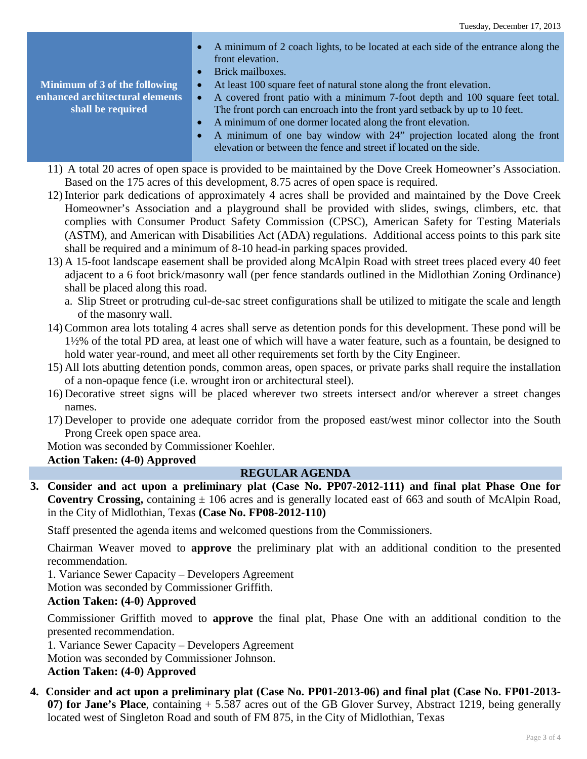| Minimum of 3 of the following enhanced architectural elements shall be required | • A minimum of 2 coach lights, to be located at each side of the entrance along the front elevation.<br>• Brick mailboxes.<br>• At least 100 square feet of natural stone along the front elevation.<br>• A covered front patio with a minimum 7-foot depth and 100 square feet total. The front porch can encroach into the front yard setback by up to 10 feet.<br>• A minimum of one dormer located along the front elevation.<br>• A minimum of one bay window with 24" projection located along the front elevation or between the fence and street if located on the side. |
|---|---|

11) A total 20 acres of open space is provided to be maintained by the Dove Creek Homeowner's Association. Based on the 175 acres of this development, 8.75 acres of open space is required.
12) Interior park dedications of approximately 4 acres shall be provided and maintained by the Dove Creek Homeowner's Association and a playground shall be provided with slides, swings, climbers, etc. that complies with Consumer Product Safety Commission (CPSC), American Safety for Testing Materials (ASTM), and American with Disabilities Act (ADA) regulations. Additional access points to this park site shall be required and a minimum of 8-10 head-in parking spaces provided.
13) A 15-foot landscape easement shall be provided along McAlpin Road with street trees placed every 40 feet adjacent to a 6 foot brick/masonry wall (per fence standards outlined in the Midlothian Zoning Ordinance) shall be placed along this road.
    a. Slip Street or protruding cul-de-sac street configurations shall be utilized to mitigate the scale and length of the masonry wall.
14) Common area lots totaling 4 acres shall serve as detention ponds for this development. These pond will be 1½% of the total PD area, at least one of which will have a water feature, such as a fountain, be designed to hold water year-round, and meet all other requirements set forth by the City Engineer.
15) All lots abutting detention ponds, common areas, open spaces, or private parks shall require the installation of a non-opaque fence (i.e. wrought iron or architectural steel).
16) Decorative street signs will be placed wherever two streets intersect and/or wherever a street changes names.
17) Developer to provide one adequate corridor from the proposed east/west minor collector into the South Prong Creek open space area.

Motion was seconded by Commissioner Koehler.

**Action Taken: (4-0) Approved**

## REGULAR AGENDA

**3. Consider and act upon a preliminary plat (Case No. PP07-2012-111) and final plat Phase One for Coventry Crossing,** containing ± 106 acres and is generally located east of 663 and south of McAlpin Road, in the City of Midlothian, Texas **(Case No. FP08-2012-110)**

Staff presented the agenda items and welcomed questions from the Commissioners.

Chairman Weaver moved to **approve** the preliminary plat with an additional condition to the presented recommendation.

1. Variance Sewer Capacity – Developers Agreement

Motion was seconded by Commissioner Griffith.

**Action Taken: (4-0) Approved**

Commissioner Griffith moved to **approve** the final plat, Phase One with an additional condition to the presented recommendation.

1. Variance Sewer Capacity – Developers Agreement

Motion was seconded by Commissioner Johnson.

**Action Taken: (4-0) Approved**

**4. Consider and act upon a preliminary plat (Case No. PP01-2013-06) and final plat (Case No. FP01-2013-07) for Jane's Place**, containing + 5.587 acres out of the GB Glover Survey, Abstract 1219, being generally located west of Singleton Road and south of FM 875, in the City of Midlothian, Texas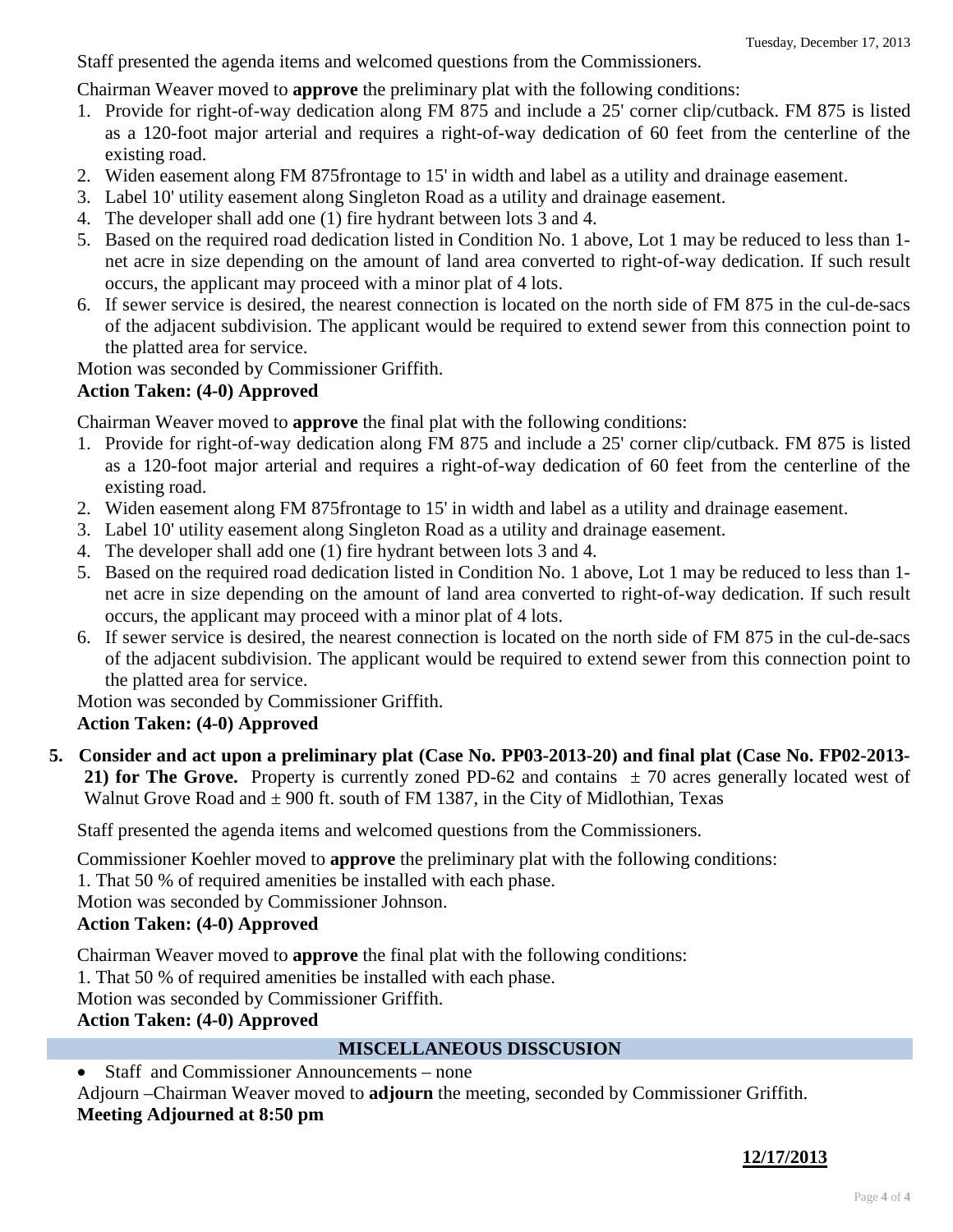Staff presented the agenda items and welcomed questions from the Commissioners.

Chairman Weaver moved to **approve** the preliminary plat with the following conditions:

1. Provide for right-of-way dedication along FM 875 and include a 25' corner clip/cutback. FM 875 is listed as a 120-foot major arterial and requires a right-of-way dedication of 60 feet from the centerline of the existing road.
2. Widen easement along FM 875frontage to 15' in width and label as a utility and drainage easement.
3. Label 10' utility easement along Singleton Road as a utility and drainage easement.
4. The developer shall add one (1) fire hydrant between lots 3 and 4.
5. Based on the required road dedication listed in Condition No. 1 above, Lot 1 may be reduced to less than 1-net acre in size depending on the amount of land area converted to right-of-way dedication. If such result occurs, the applicant may proceed with a minor plat of 4 lots.
6. If sewer service is desired, the nearest connection is located on the north side of FM 875 in the cul-de-sacs of the adjacent subdivision. The applicant would be required to extend sewer from this connection point to the platted area for service.

Motion was seconded by Commissioner Griffith.

**Action Taken: (4-0) Approved**

Chairman Weaver moved to **approve** the final plat with the following conditions:

1. Provide for right-of-way dedication along FM 875 and include a 25' corner clip/cutback. FM 875 is listed as a 120-foot major arterial and requires a right-of-way dedication of 60 feet from the centerline of the existing road.
2. Widen easement along FM 875frontage to 15' in width and label as a utility and drainage easement.
3. Label 10' utility easement along Singleton Road as a utility and drainage easement.
4. The developer shall add one (1) fire hydrant between lots 3 and 4.
5. Based on the required road dedication listed in Condition No. 1 above, Lot 1 may be reduced to less than 1-net acre in size depending on the amount of land area converted to right-of-way dedication. If such result occurs, the applicant may proceed with a minor plat of 4 lots.
6. If sewer service is desired, the nearest connection is located on the north side of FM 875 in the cul-de-sacs of the adjacent subdivision. The applicant would be required to extend sewer from this connection point to the platted area for service.

Motion was seconded by Commissioner Griffith.

**Action Taken: (4-0) Approved**

**5. Consider and act upon a preliminary plat (Case No. PP03-2013-20) and final plat (Case No. FP02-2013-21) for The Grove.** Property is currently zoned PD-62 and contains ± 70 acres generally located west of Walnut Grove Road and ± 900 ft. south of FM 1387, in the City of Midlothian, Texas

Staff presented the agenda items and welcomed questions from the Commissioners.

Commissioner Koehler moved to **approve** the preliminary plat with the following conditions:

1. That 50 % of required amenities be installed with each phase.

Motion was seconded by Commissioner Johnson.

**Action Taken: (4-0) Approved**

Chairman Weaver moved to **approve** the final plat with the following conditions:

1. That 50 % of required amenities be installed with each phase.

Motion was seconded by Commissioner Griffith.

**Action Taken: (4-0) Approved**

## MISCELLANEOUS DISSCUSION

- Staff and Commissioner Announcements – none

Adjourn –Chairman Weaver moved to **adjourn** the meeting, seconded by Commissioner Griffith.

**Meeting Adjourned at 8:50 pm**

**12/17/2013**